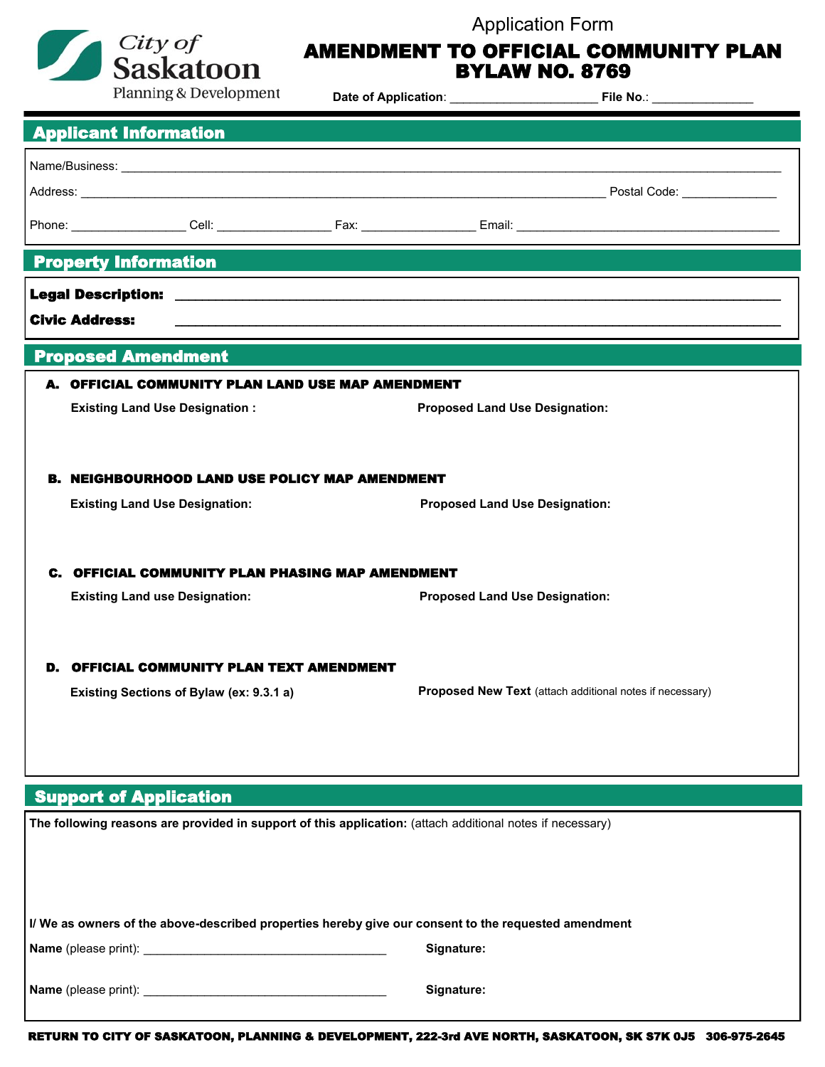City of Saskatoon
Planning & Development

Application Form

# AMENDMENT TO OFFICIAL COMMUNITY PLAN BYLAW NO. 8769

**Date of Application**: ____________________ **File No.**: ______________

## Applicant Information

Name/Business: ______________________________________________________________________________

Address: ___________________________________________________________________ Postal Code: _____________

Phone: ________________ Cell: ________________ Fax: ________________ Email: ______________________________________

## Property Information

**Legal Description:** ______________________________________________________________________________

**Civic Address:** ______________________________________________________________________________

## Proposed Amendment

**A. OFFICIAL COMMUNITY PLAN LAND USE MAP AMENDMENT**

**Existing Land Use Designation :** **Proposed Land Use Designation:**

**B. NEIGHBOURHOOD LAND USE POLICY MAP AMENDMENT**

**Existing Land Use Designation:** **Proposed Land Use Designation:**

**C. OFFICIAL COMMUNITY PLAN PHASING MAP AMENDMENT**

**Existing Land use Designation:** **Proposed Land Use Designation:**

**D. OFFICIAL COMMUNITY PLAN TEXT AMENDMENT**

**Existing Sections of Bylaw (ex: 9.3.1 a)** **Proposed New Text** (attach additional notes if necessary)

## Support of Application

**The following reasons are provided in support of this application:** (attach additional notes if necessary)

**I/ We as owners of the above-described properties hereby give our consent to the requested amendment**

**Name** (please print): ___________________________________ **Signature:**

**Name** (please print): ___________________________________ **Signature:**

**RETURN TO CITY OF SASKATOON, PLANNING & DEVELOPMENT, 222-3rd AVE NORTH, SASKATOON, SK S7K 0J5 306-975-2645**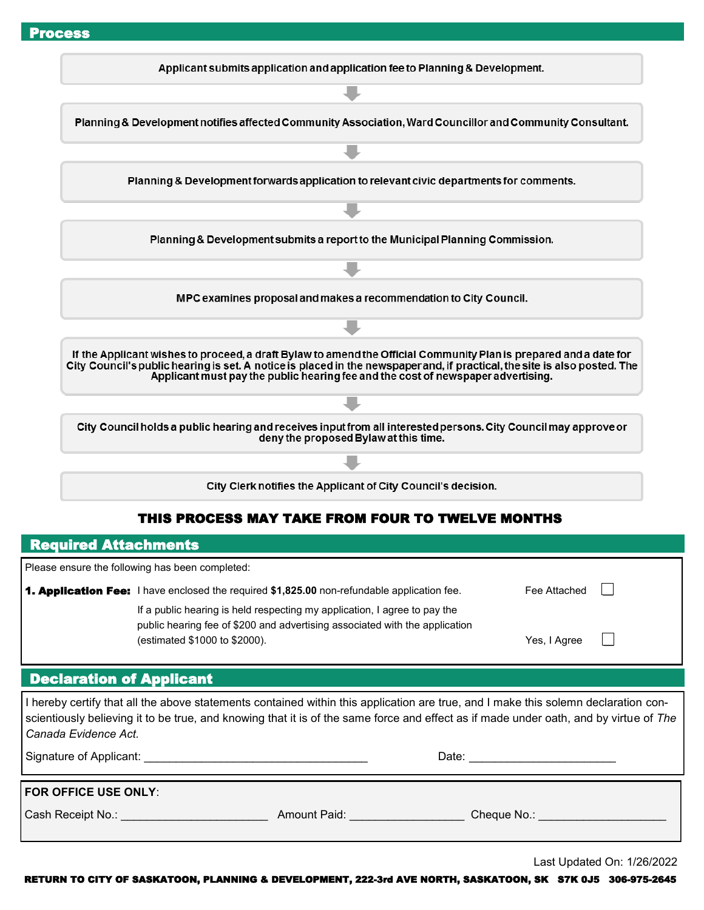## Process

Applicant submits application and application fee to Planning & Development.

↓

Planning & Development notifies affected Community Association, Ward Councillor and Community Consultant.

↓

Planning & Development forwards application to relevant civic departments for comments.

↓

Planning & Development submits a report to the Municipal Planning Commission.

↓

MPC examines proposal and makes a recommendation to City Council.

↓

If the Applicant wishes to proceed, a draft Bylaw to amend the Official Community Plan is prepared and a date for City Council's public hearing is set. A notice is placed in the newspaper and, if practical, the site is also posted. The Applicant must pay the public hearing fee and the cost of newspaper advertising.

↓

City Council holds a public hearing and receives input from all interested persons. City Council may approve or deny the proposed Bylaw at this time.

↓

City Clerk notifies the Applicant of City Council's decision.

**THIS PROCESS MAY TAKE FROM FOUR TO TWELVE MONTHS**

## Required Attachments

Please ensure the following has been completed:

**1. Application Fee:** I have enclosed the required **$1,825.00** non-refundable application fee. Fee Attached ☐

If a public hearing is held respecting my application, I agree to pay the public hearing fee of $200 and advertising associated with the application (estimated $1000 to $2000). Yes, I Agree ☐

## Declaration of Applicant

I hereby certify that all the above statements contained within this application are true, and I make this solemn declaration conscientiously believing it to be true, and knowing that it is of the same force and effect as if made under oath, and by virtue of *The Canada Evidence Act.*

Signature of Applicant: ___________________________________ Date: _______________________

**FOR OFFICE USE ONLY**:

Cash Receipt No.: _______________________ Amount Paid: _________________ Cheque No.: ____________________

Last Updated On: 1/26/2022

**RETURN TO CITY OF SASKATOON, PLANNING & DEVELOPMENT, 222-3rd AVE NORTH, SASKATOON, SK S7K 0J5 306-975-2645**